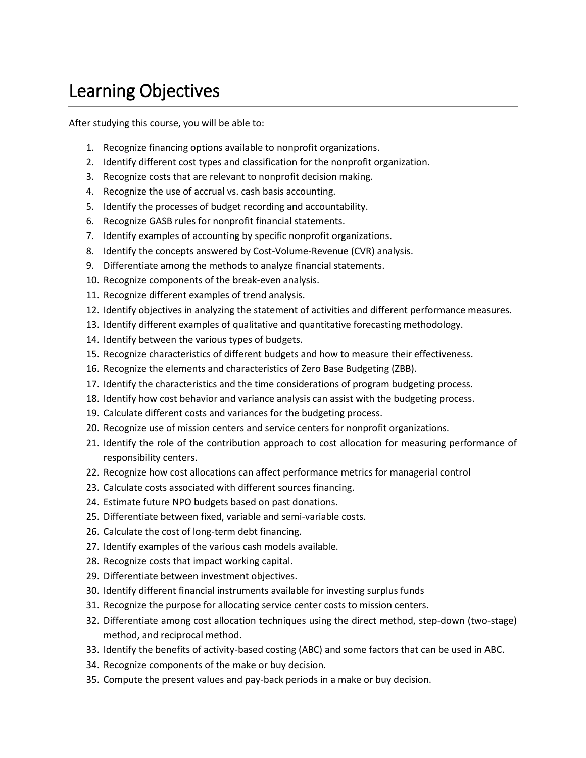# Learning Objectives

After studying this course, you will be able to:

1. Recognize financing options available to nonprofit organizations.
2. Identify different cost types and classification for the nonprofit organization.
3. Recognize costs that are relevant to nonprofit decision making.
4. Recognize the use of accrual vs. cash basis accounting.
5. Identify the processes of budget recording and accountability.
6. Recognize GASB rules for nonprofit financial statements.
7. Identify examples of accounting by specific nonprofit organizations.
8. Identify the concepts answered by Cost-Volume-Revenue (CVR) analysis.
9. Differentiate among the methods to analyze financial statements.
10. Recognize components of the break-even analysis.
11. Recognize different examples of trend analysis.
12. Identify objectives in analyzing the statement of activities and different performance measures.
13. Identify different examples of qualitative and quantitative forecasting methodology.
14. Identify between the various types of budgets.
15. Recognize characteristics of different budgets and how to measure their effectiveness.
16. Recognize the elements and characteristics of Zero Base Budgeting (ZBB).
17. Identify the characteristics and the time considerations of program budgeting process.
18. Identify how cost behavior and variance analysis can assist with the budgeting process.
19. Calculate different costs and variances for the budgeting process.
20. Recognize use of mission centers and service centers for nonprofit organizations.
21. Identify the role of the contribution approach to cost allocation for measuring performance of responsibility centers.
22. Recognize how cost allocations can affect performance metrics for managerial control
23. Calculate costs associated with different sources financing.
24. Estimate future NPO budgets based on past donations.
25. Differentiate between fixed, variable and semi-variable costs.
26. Calculate the cost of long-term debt financing.
27. Identify examples of the various cash models available.
28. Recognize costs that impact working capital.
29. Differentiate between investment objectives.
30. Identify different financial instruments available for investing surplus funds
31. Recognize the purpose for allocating service center costs to mission centers.
32. Differentiate among cost allocation techniques using the direct method, step-down (two-stage) method, and reciprocal method.
33. Identify the benefits of activity-based costing (ABC) and some factors that can be used in ABC.
34. Recognize components of the make or buy decision.
35. Compute the present values and pay-back periods in a make or buy decision.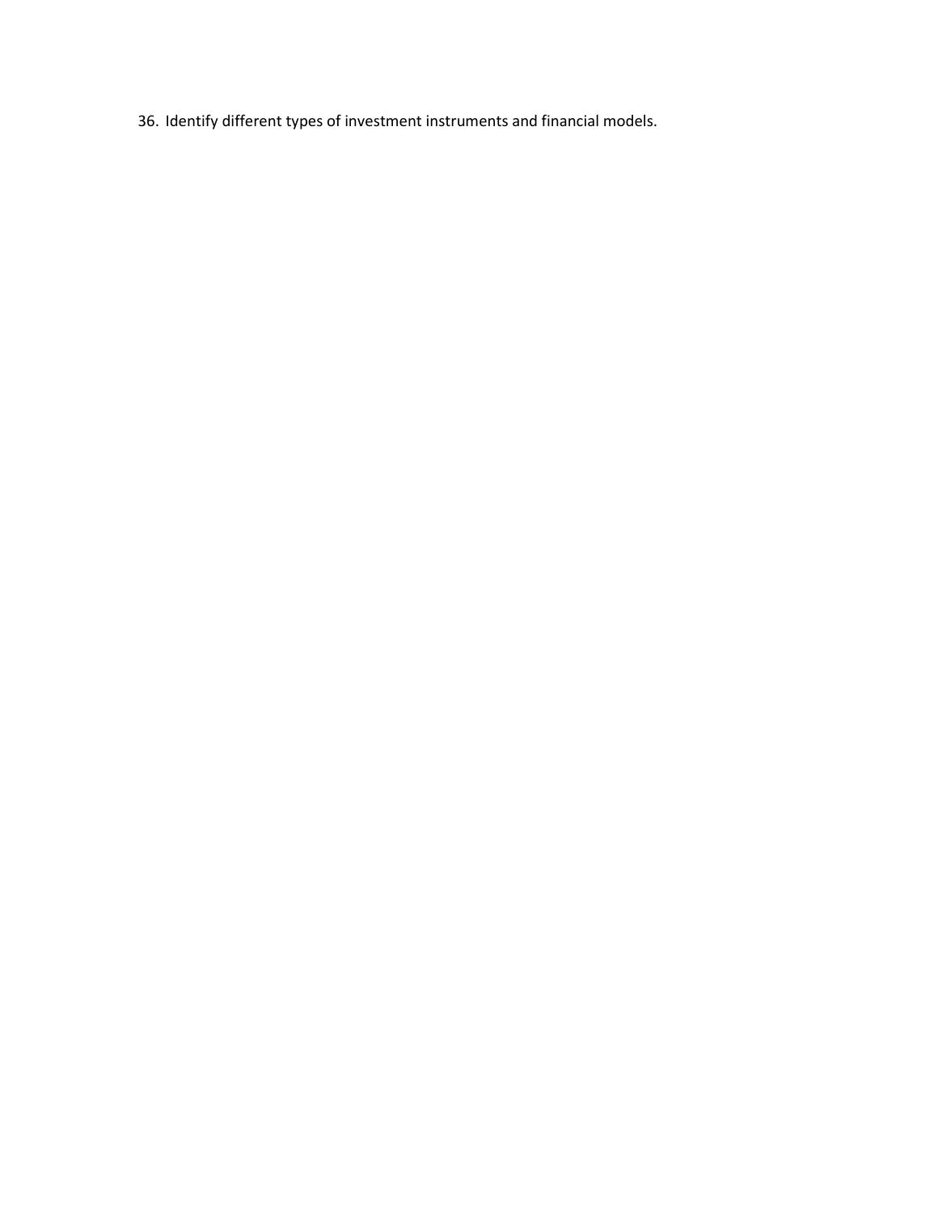36. Identify different types of investment instruments and financial models.